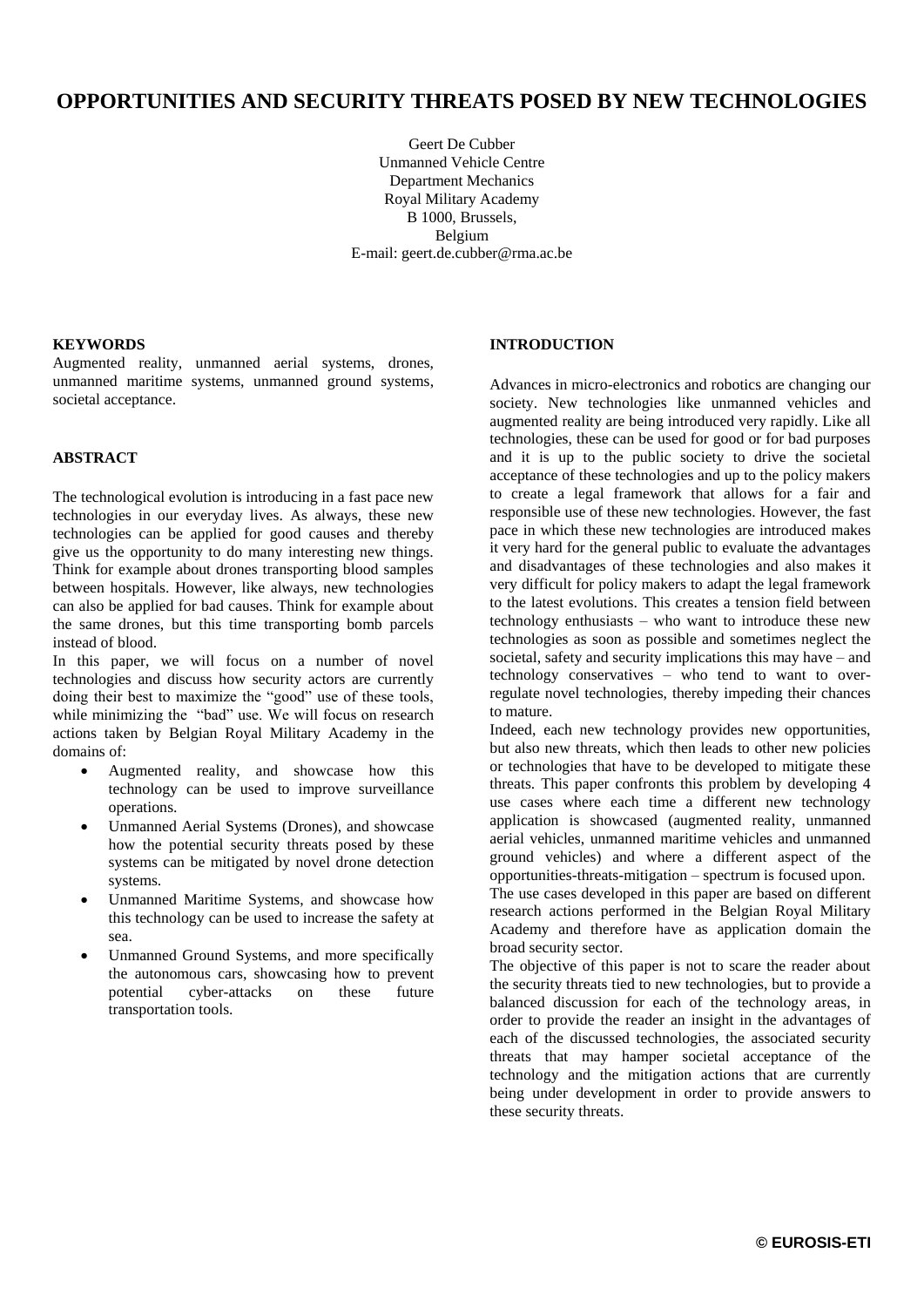# OPPORTUNITIES AND SECURITY THREATS POSED BY NEW TECHNOLOGIES

Geert De Cubber
Unmanned Vehicle Centre
Department Mechanics
Royal Military Academy
B 1000, Brussels,
Belgium
E-mail: geert.de.cubber@rma.ac.be

## KEYWORDS

Augmented reality, unmanned aerial systems, drones, unmanned maritime systems, unmanned ground systems, societal acceptance.

## ABSTRACT

The technological evolution is introducing in a fast pace new technologies in our everyday lives. As always, these new technologies can be applied for good causes and thereby give us the opportunity to do many interesting new things. Think for example about drones transporting blood samples between hospitals. However, like always, new technologies can also be applied for bad causes. Think for example about the same drones, but this time transporting bomb parcels instead of blood.

In this paper, we will focus on a number of novel technologies and discuss how security actors are currently doing their best to maximize the "good" use of these tools, while minimizing the "bad" use. We will focus on research actions taken by Belgian Royal Military Academy in the domains of:

- Augmented reality, and showcase how this technology can be used to improve surveillance operations.
- Unmanned Aerial Systems (Drones), and showcase how the potential security threats posed by these systems can be mitigated by novel drone detection systems.
- Unmanned Maritime Systems, and showcase how this technology can be used to increase the safety at sea.
- Unmanned Ground Systems, and more specifically the autonomous cars, showcasing how to prevent potential cyber-attacks on these future transportation tools.

## INTRODUCTION

Advances in micro-electronics and robotics are changing our society. New technologies like unmanned vehicles and augmented reality are being introduced very rapidly. Like all technologies, these can be used for good or for bad purposes and it is up to the public society to drive the societal acceptance of these technologies and up to the policy makers to create a legal framework that allows for a fair and responsible use of these new technologies. However, the fast pace in which these new technologies are introduced makes it very hard for the general public to evaluate the advantages and disadvantages of these technologies and also makes it very difficult for policy makers to adapt the legal framework to the latest evolutions. This creates a tension field between technology enthusiasts – who want to introduce these new technologies as soon as possible and sometimes neglect the societal, safety and security implications this may have – and technology conservatives – who tend to want to over-regulate novel technologies, thereby impeding their chances to mature.

Indeed, each new technology provides new opportunities, but also new threats, which then leads to other new policies or technologies that have to be developed to mitigate these threats. This paper confronts this problem by developing 4 use cases where each time a different new technology application is showcased (augmented reality, unmanned aerial vehicles, unmanned maritime vehicles and unmanned ground vehicles) and where a different aspect of the opportunities-threats-mitigation – spectrum is focused upon.

The use cases developed in this paper are based on different research actions performed in the Belgian Royal Military Academy and therefore have as application domain the broad security sector.

The objective of this paper is not to scare the reader about the security threats tied to new technologies, but to provide a balanced discussion for each of the technology areas, in order to provide the reader an insight in the advantages of each of the discussed technologies, the associated security threats that may hamper societal acceptance of the technology and the mitigation actions that are currently being under development in order to provide answers to these security threats.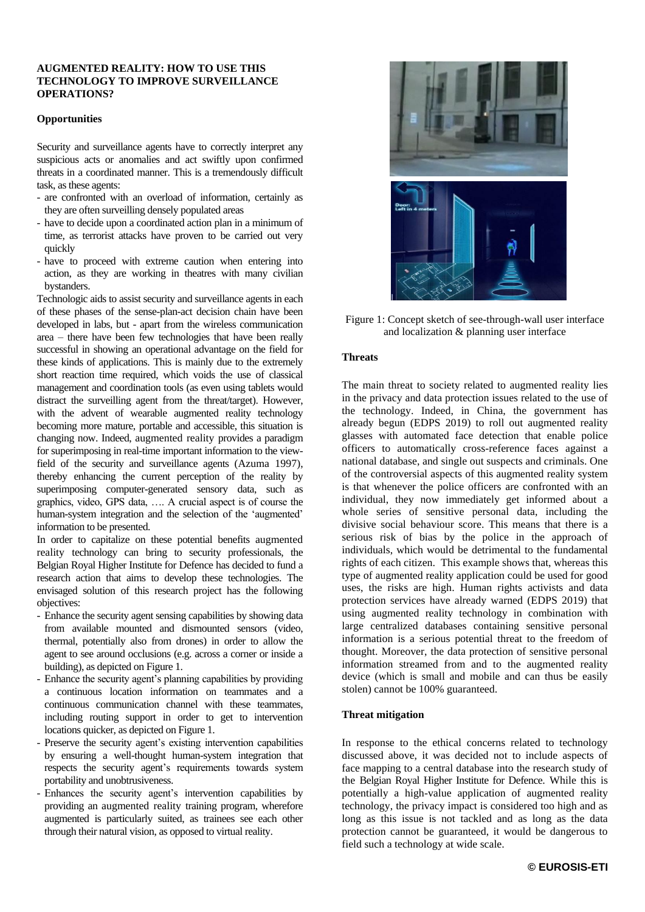## AUGMENTED REALITY: HOW TO USE THIS TECHNOLOGY TO IMPROVE SURVEILLANCE OPERATIONS?

### Opportunities

Security and surveillance agents have to correctly interpret any suspicious acts or anomalies and act swiftly upon confirmed threats in a coordinated manner. This is a tremendously difficult task, as these agents:

- are confronted with an overload of information, certainly as they are often surveilling densely populated areas
- have to decide upon a coordinated action plan in a minimum of time, as terrorist attacks have proven to be carried out very quickly
- have to proceed with extreme caution when entering into action, as they are working in theatres with many civilian bystanders.

Technologic aids to assist security and surveillance agents in each of these phases of the sense-plan-act decision chain have been developed in labs, but - apart from the wireless communication area – there have been few technologies that have been really successful in showing an operational advantage on the field for these kinds of applications. This is mainly due to the extremely short reaction time required, which voids the use of classical management and coordination tools (as even using tablets would distract the surveilling agent from the threat/target). However, with the advent of wearable augmented reality technology becoming more mature, portable and accessible, this situation is changing now. Indeed, augmented reality provides a paradigm for superimposing in real-time important information to the view-field of the security and surveillance agents (Azuma 1997), thereby enhancing the current perception of the reality by superimposing computer-generated sensory data, such as graphics, video, GPS data, …. A crucial aspect is of course the human-system integration and the selection of the 'augmented' information to be presented.

In order to capitalize on these potential benefits augmented reality technology can bring to security professionals, the Belgian Royal Higher Institute for Defence has decided to fund a research action that aims to develop these technologies. The envisaged solution of this research project has the following objectives:

- Enhance the security agent sensing capabilities by showing data from available mounted and dismounted sensors (video, thermal, potentially also from drones) in order to allow the agent to see around occlusions (e.g. across a corner or inside a building), as depicted on Figure 1.
- Enhance the security agent's planning capabilities by providing a continuous location information on teammates and a continuous communication channel with these teammates, including routing support in order to get to intervention locations quicker, as depicted on Figure 1.
- Preserve the security agent's existing intervention capabilities by ensuring a well-thought human-system integration that respects the security agent's requirements towards system portability and unobtrusiveness.
- Enhances the security agent's intervention capabilities by providing an augmented reality training program, wherefore augmented is particularly suited, as trainees see each other through their natural vision, as opposed to virtual reality.

Figure 1: Concept sketch of see-through-wall user interface and localization & planning user interface

### Threats

The main threat to society related to augmented reality lies in the privacy and data protection issues related to the use of the technology. Indeed, in China, the government has already begun (EDPS 2019) to roll out augmented reality glasses with automated face detection that enable police officers to automatically cross-reference faces against a national database, and single out suspects and criminals. One of the controversial aspects of this augmented reality system is that whenever the police officers are confronted with an individual, they now immediately get informed about a whole series of sensitive personal data, including the divisive social behaviour score. This means that there is a serious risk of bias by the police in the approach of individuals, which would be detrimental to the fundamental rights of each citizen. This example shows that, whereas this type of augmented reality application could be used for good uses, the risks are high. Human rights activists and data protection services have already warned (EDPS 2019) that using augmented reality technology in combination with large centralized databases containing sensitive personal information is a serious potential threat to the freedom of thought. Moreover, the data protection of sensitive personal information streamed from and to the augmented reality device (which is small and mobile and can thus be easily stolen) cannot be 100% guaranteed.

### Threat mitigation

In response to the ethical concerns related to technology discussed above, it was decided not to include aspects of face mapping to a central database into the research study of the Belgian Royal Higher Institute for Defence. While this is potentially a high-value application of augmented reality technology, the privacy impact is considered too high and as long as this issue is not tackled and as long as the data protection cannot be guaranteed, it would be dangerous to field such a technology at wide scale.

**© EUROSIS-ETI**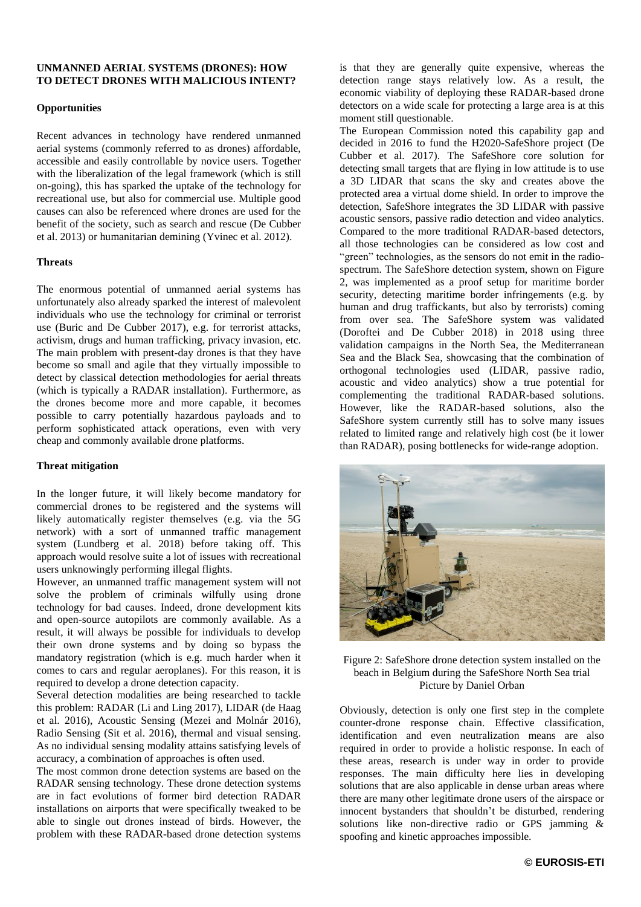## UNMANNED AERIAL SYSTEMS (DRONES): HOW TO DETECT DRONES WITH MALICIOUS INTENT?

### Opportunities

Recent advances in technology have rendered unmanned aerial systems (commonly referred to as drones) affordable, accessible and easily controllable by novice users. Together with the liberalization of the legal framework (which is still on-going), this has sparked the uptake of the technology for recreational use, but also for commercial use. Multiple good causes can also be referenced where drones are used for the benefit of the society, such as search and rescue (De Cubber et al. 2013) or humanitarian demining (Yvinec et al. 2012).

### Threats

The enormous potential of unmanned aerial systems has unfortunately also already sparked the interest of malevolent individuals who use the technology for criminal or terrorist use (Buric and De Cubber 2017), e.g. for terrorist attacks, activism, drugs and human trafficking, privacy invasion, etc. The main problem with present-day drones is that they have become so small and agile that they virtually impossible to detect by classical detection methodologies for aerial threats (which is typically a RADAR installation). Furthermore, as the drones become more and more capable, it becomes possible to carry potentially hazardous payloads and to perform sophisticated attack operations, even with very cheap and commonly available drone platforms.

### Threat mitigation

In the longer future, it will likely become mandatory for commercial drones to be registered and the systems will likely automatically register themselves (e.g. via the 5G network) with a sort of unmanned traffic management system (Lundberg et al. 2018) before taking off. This approach would resolve suite a lot of issues with recreational users unknowingly performing illegal flights.

However, an unmanned traffic management system will not solve the problem of criminals wilfully using drone technology for bad causes. Indeed, drone development kits and open-source autopilots are commonly available. As a result, it will always be possible for individuals to develop their own drone systems and by doing so bypass the mandatory registration (which is e.g. much harder when it comes to cars and regular aeroplanes). For this reason, it is required to develop a drone detection capacity.

Several detection modalities are being researched to tackle this problem: RADAR (Li and Ling 2017), LIDAR (de Haag et al. 2016), Acoustic Sensing (Mezei and Molnár 2016), Radio Sensing (Sit et al. 2016), thermal and visual sensing. As no individual sensing modality attains satisfying levels of accuracy, a combination of approaches is often used.

The most common drone detection systems are based on the RADAR sensing technology. These drone detection systems are in fact evolutions of former bird detection RADAR installations on airports that were specifically tweaked to be able to single out drones instead of birds. However, the problem with these RADAR-based drone detection systems is that they are generally quite expensive, whereas the detection range stays relatively low. As a result, the economic viability of deploying these RADAR-based drone detectors on a wide scale for protecting a large area is at this moment still questionable.

The European Commission noted this capability gap and decided in 2016 to fund the H2020-SafeShore project (De Cubber et al. 2017). The SafeShore core solution for detecting small targets that are flying in low attitude is to use a 3D LIDAR that scans the sky and creates above the protected area a virtual dome shield. In order to improve the detection, SafeShore integrates the 3D LIDAR with passive acoustic sensors, passive radio detection and video analytics. Compared to the more traditional RADAR-based detectors, all those technologies can be considered as low cost and "green" technologies, as the sensors do not emit in the radio-spectrum. The SafeShore detection system, shown on Figure 2, was implemented as a proof setup for maritime border security, detecting maritime border infringements (e.g. by human and drug traffickants, but also by terrorists) coming from over sea. The SafeShore system was validated (Doroftei and De Cubber 2018) in 2018 using three validation campaigns in the North Sea, the Mediterranean Sea and the Black Sea, showcasing that the combination of orthogonal technologies used (LIDAR, passive radio, acoustic and video analytics) show a true potential for complementing the traditional RADAR-based solutions. However, like the RADAR-based solutions, also the SafeShore system currently still has to solve many issues related to limited range and relatively high cost (be it lower than RADAR), posing bottlenecks for wide-range adoption.

Figure 2: SafeShore drone detection system installed on the beach in Belgium during the SafeShore North Sea trial
Picture by Daniel Orban

Obviously, detection is only one first step in the complete counter-drone response chain. Effective classification, identification and even neutralization means are also required in order to provide a holistic response. In each of these areas, research is under way in order to provide responses. The main difficulty here lies in developing solutions that are also applicable in dense urban areas where there are many other legitimate drone users of the airspace or innocent bystanders that shouldn't be disturbed, rendering solutions like non-directive radio or GPS jamming & spoofing and kinetic approaches impossible.

**© EUROSIS-ETI**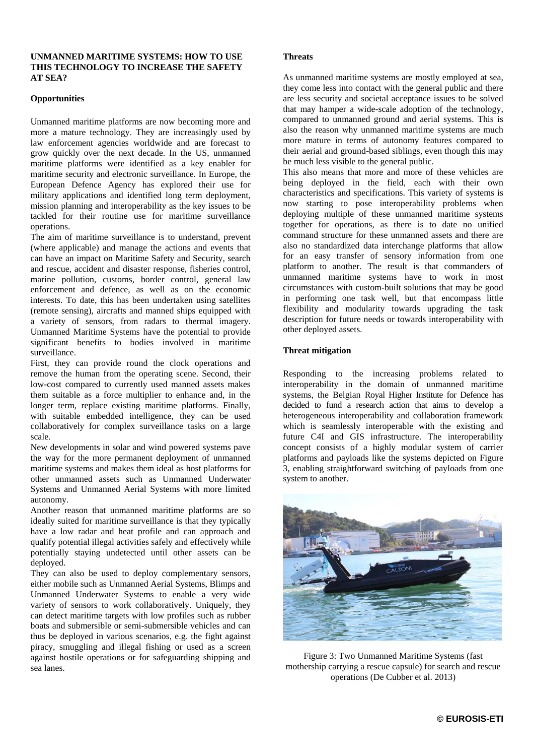## UNMANNED MARITIME SYSTEMS: HOW TO USE THIS TECHNOLOGY TO INCREASE THE SAFETY AT SEA?

### Opportunities

Unmanned maritime platforms are now becoming more and more a mature technology. They are increasingly used by law enforcement agencies worldwide and are forecast to grow quickly over the next decade. In the US, unmanned maritime platforms were identified as a key enabler for maritime security and electronic surveillance. In Europe, the European Defence Agency has explored their use for military applications and identified long term deployment, mission planning and interoperability as the key issues to be tackled for their routine use for maritime surveillance operations.

The aim of maritime surveillance is to understand, prevent (where applicable) and manage the actions and events that can have an impact on Maritime Safety and Security, search and rescue, accident and disaster response, fisheries control, marine pollution, customs, border control, general law enforcement and defence, as well as on the economic interests. To date, this has been undertaken using satellites (remote sensing), aircrafts and manned ships equipped with a variety of sensors, from radars to thermal imagery. Unmanned Maritime Systems have the potential to provide significant benefits to bodies involved in maritime surveillance.

First, they can provide round the clock operations and remove the human from the operating scene. Second, their low-cost compared to currently used manned assets makes them suitable as a force multiplier to enhance and, in the longer term, replace existing maritime platforms. Finally, with suitable embedded intelligence, they can be used collaboratively for complex surveillance tasks on a large scale.

New developments in solar and wind powered systems pave the way for the more permanent deployment of unmanned maritime systems and makes them ideal as host platforms for other unmanned assets such as Unmanned Underwater Systems and Unmanned Aerial Systems with more limited autonomy.

Another reason that unmanned maritime platforms are so ideally suited for maritime surveillance is that they typically have a low radar and heat profile and can approach and qualify potential illegal activities safely and effectively while potentially staying undetected until other assets can be deployed.

They can also be used to deploy complementary sensors, either mobile such as Unmanned Aerial Systems, Blimps and Unmanned Underwater Systems to enable a very wide variety of sensors to work collaboratively. Uniquely, they can detect maritime targets with low profiles such as rubber boats and submersible or semi-submersible vehicles and can thus be deployed in various scenarios, e.g. the fight against piracy, smuggling and illegal fishing or used as a screen against hostile operations or for safeguarding shipping and sea lanes.

### Threats

As unmanned maritime systems are mostly employed at sea, they come less into contact with the general public and there are less security and societal acceptance issues to be solved that may hamper a wide-scale adoption of the technology, compared to unmanned ground and aerial systems. This is also the reason why unmanned maritime systems are much more mature in terms of autonomy features compared to their aerial and ground-based siblings, even though this may be much less visible to the general public.

This also means that more and more of these vehicles are being deployed in the field, each with their own characteristics and specifications. This variety of systems is now starting to pose interoperability problems when deploying multiple of these unmanned maritime systems together for operations, as there is to date no unified command structure for these unmanned assets and there are also no standardized data interchange platforms that allow for an easy transfer of sensory information from one platform to another. The result is that commanders of unmanned maritime systems have to work in most circumstances with custom-built solutions that may be good in performing one task well, but that encompass little flexibility and modularity towards upgrading the task description for future needs or towards interoperability with other deployed assets.

### Threat mitigation

Responding to the increasing problems related to interoperability in the domain of unmanned maritime systems, the Belgian Royal Higher Institute for Defence has decided to fund a research action that aims to develop a heterogeneous interoperability and collaboration framework which is seamlessly interoperable with the existing and future C4I and GIS infrastructure. The interoperability concept consists of a highly modular system of carrier platforms and payloads like the systems depicted on Figure 3, enabling straightforward switching of payloads from one system to another.

Figure 3: Two Unmanned Maritime Systems (fast mothership carrying a rescue capsule) for search and rescue operations (De Cubber et al. 2013)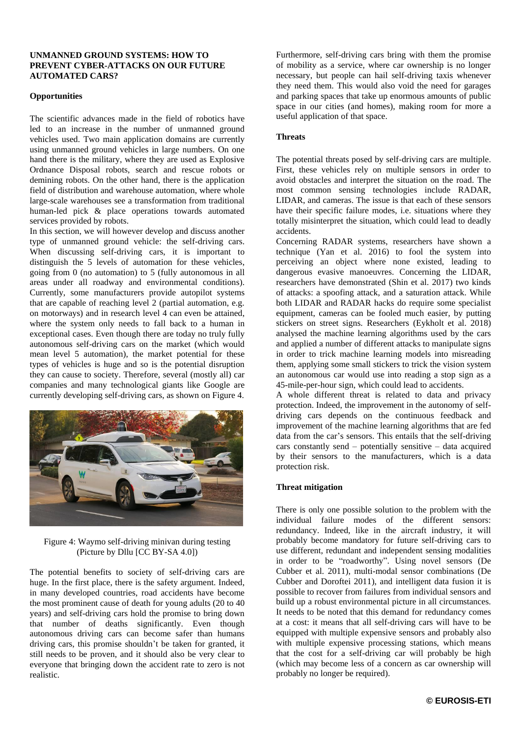### UNMANNED GROUND SYSTEMS: HOW TO PREVENT CYBER-ATTACKS ON OUR FUTURE AUTOMATED CARS?

#### Opportunities

The scientific advances made in the field of robotics have led to an increase in the number of unmanned ground vehicles used. Two main application domains are currently using unmanned ground vehicles in large numbers. On one hand there is the military, where they are used as Explosive Ordnance Disposal robots, search and rescue robots or demining robots. On the other hand, there is the application field of distribution and warehouse automation, where whole large-scale warehouses see a transformation from traditional human-led pick & place operations towards automated services provided by robots.

In this section, we will however develop and discuss another type of unmanned ground vehicle: the self-driving cars. When discussing self-driving cars, it is important to distinguish the 5 levels of automation for these vehicles, going from 0 (no automation) to 5 (fully autonomous in all areas under all roadway and environmental conditions). Currently, some manufacturers provide autopilot systems that are capable of reaching level 2 (partial automation, e.g. on motorways) and in research level 4 can even be attained, where the system only needs to fall back to a human in exceptional cases. Even though there are today no truly fully autonomous self-driving cars on the market (which would mean level 5 automation), the market potential for these types of vehicles is huge and so is the potential disruption they can cause to society. Therefore, several (mostly all) car companies and many technological giants like Google are currently developing self-driving cars, as shown on Figure 4.

Figure 4: Waymo self-driving minivan during testing (Picture by Dllu [CC BY-SA 4.0])

The potential benefits to society of self-driving cars are huge. In the first place, there is the safety argument. Indeed, in many developed countries, road accidents have become the most prominent cause of death for young adults (20 to 40 years) and self-driving cars hold the promise to bring down that number of deaths significantly. Even though autonomous driving cars can become safer than humans driving cars, this promise shouldn't be taken for granted, it still needs to be proven, and it should also be very clear to everyone that bringing down the accident rate to zero is not realistic.

Furthermore, self-driving cars bring with them the promise of mobility as a service, where car ownership is no longer necessary, but people can hail self-driving taxis whenever they need them. This would also void the need for garages and parking spaces that take up enormous amounts of public space in our cities (and homes), making room for more a useful application of that space.

#### Threats

The potential threats posed by self-driving cars are multiple. First, these vehicles rely on multiple sensors in order to avoid obstacles and interpret the situation on the road. The most common sensing technologies include RADAR, LIDAR, and cameras. The issue is that each of these sensors have their specific failure modes, i.e. situations where they totally misinterpret the situation, which could lead to deadly accidents.

Concerning RADAR systems, researchers have shown a technique (Yan et al. 2016) to fool the system into perceiving an object where none existed, leading to dangerous evasive manoeuvres. Concerning the LIDAR, researchers have demonstrated (Shin et al. 2017) two kinds of attacks: a spoofing attack, and a saturation attack. While both LIDAR and RADAR hacks do require some specialist equipment, cameras can be fooled much easier, by putting stickers on street signs. Researchers (Eykholt et al. 2018) analysed the machine learning algorithms used by the cars and applied a number of different attacks to manipulate signs in order to trick machine learning models into misreading them, applying some small stickers to trick the vision system an autonomous car would use into reading a stop sign as a 45-mile-per-hour sign, which could lead to accidents.

A whole different threat is related to data and privacy protection. Indeed, the improvement in the autonomy of self-driving cars depends on the continuous feedback and improvement of the machine learning algorithms that are fed data from the car's sensors. This entails that the self-driving cars constantly send – potentially sensitive – data acquired by their sensors to the manufacturers, which is a data protection risk.

#### Threat mitigation

There is only one possible solution to the problem with the individual failure modes of the different sensors: redundancy. Indeed, like in the aircraft industry, it will probably become mandatory for future self-driving cars to use different, redundant and independent sensing modalities in order to be "roadworthy". Using novel sensors (De Cubber et al. 2011), multi-modal sensor combinations (De Cubber and Doroftei 2011), and intelligent data fusion it is possible to recover from failures from individual sensors and build up a robust environmental picture in all circumstances. It needs to be noted that this demand for redundancy comes at a cost: it means that all self-driving cars will have to be equipped with multiple expensive sensors and probably also with multiple expensive processing stations, which means that the cost for a self-driving car will probably be high (which may become less of a concern as car ownership will probably no longer be required).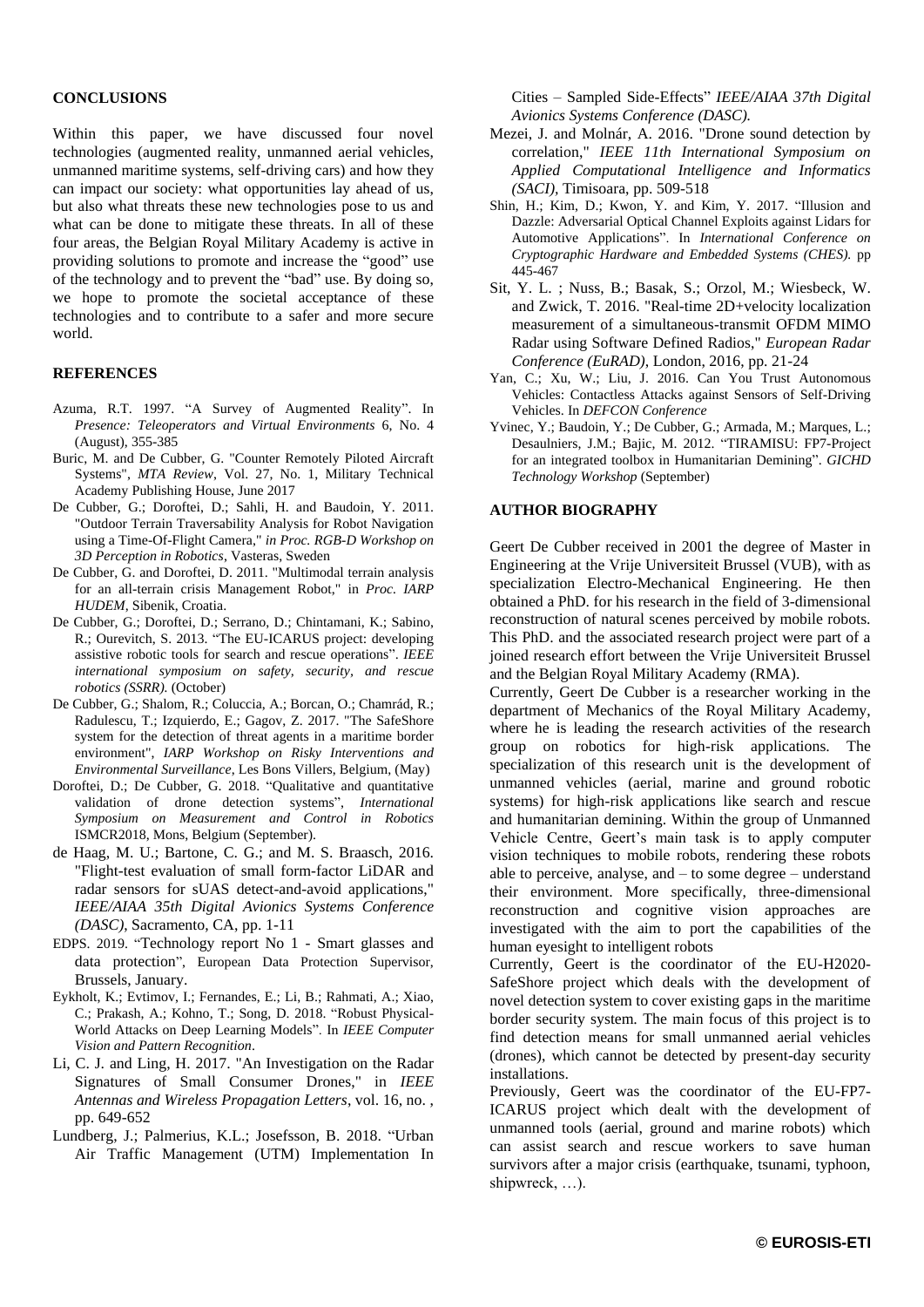## CONCLUSIONS

Within this paper, we have discussed four novel technologies (augmented reality, unmanned aerial vehicles, unmanned maritime systems, self-driving cars) and how they can impact our society: what opportunities lay ahead of us, but also what threats these new technologies pose to us and what can be done to mitigate these threats. In all of these four areas, the Belgian Royal Military Academy is active in providing solutions to promote and increase the "good" use of the technology and to prevent the "bad" use. By doing so, we hope to promote the societal acceptance of these technologies and to contribute to a safer and more secure world.

## REFERENCES

Azuma, R.T. 1997. "A Survey of Augmented Reality". In *Presence: Teleoperators and Virtual Environments* 6, No. 4 (August), 355-385

Buric, M. and De Cubber, G. "Counter Remotely Piloted Aircraft Systems", *MTA Review*, Vol. 27, No. 1, Military Technical Academy Publishing House, June 2017

De Cubber, G.; Doroftei, D.; Sahli, H. and Baudoin, Y. 2011. "Outdoor Terrain Traversability Analysis for Robot Navigation using a Time-Of-Flight Camera," *in Proc. RGB-D Workshop on 3D Perception in Robotics*, Vasteras, Sweden

De Cubber, G. and Doroftei, D. 2011. "Multimodal terrain analysis for an all-terrain crisis Management Robot," in *Proc. IARP HUDEM*, Sibenik, Croatia.

De Cubber, G.; Doroftei, D.; Serrano, D.; Chintamani, K.; Sabino, R.; Ourevitch, S. 2013. "The EU-ICARUS project: developing assistive robotic tools for search and rescue operations". *IEEE international symposium on safety, security, and rescue robotics (SSRR).* (October)

De Cubber, G.; Shalom, R.; Coluccia, A.; Borcan, O.; Chamrád, R.; Radulescu, T.; Izquierdo, E.; Gagov, Z. 2017. "The SafeShore system for the detection of threat agents in a maritime border environment", *IARP Workshop on Risky Interventions and Environmental Surveillance*, Les Bons Villers, Belgium, (May)

Doroftei, D.; De Cubber, G. 2018. "Qualitative and quantitative validation of drone detection systems", *International Symposium on Measurement and Control in Robotics* ISMCR2018, Mons, Belgium (September).

de Haag, M. U.; Bartone, C. G.; and M. S. Braasch, 2016. "Flight-test evaluation of small form-factor LiDAR and radar sensors for sUAS detect-and-avoid applications," *IEEE/AIAA 35th Digital Avionics Systems Conference (DASC)*, Sacramento, CA, pp. 1-11

EDPS. 2019. "Technology report No 1 - Smart glasses and data protection", European Data Protection Supervisor, Brussels, January.

Eykholt, K.; Evtimov, I.; Fernandes, E.; Li, B.; Rahmati, A.; Xiao, C.; Prakash, A.; Kohno, T.; Song, D. 2018. "Robust Physical-World Attacks on Deep Learning Models". In *IEEE Computer Vision and Pattern Recognition*.

Li, C. J. and Ling, H. 2017. "An Investigation on the Radar Signatures of Small Consumer Drones," in *IEEE Antennas and Wireless Propagation Letters*, vol. 16, no. , pp. 649-652

Lundberg, J.; Palmerius, K.L.; Josefsson, B. 2018. "Urban Air Traffic Management (UTM) Implementation In Cities – Sampled Side-Effects" *IEEE/AIAA 37th Digital Avionics Systems Conference (DASC).*

Mezei, J. and Molnár, A. 2016. "Drone sound detection by correlation," *IEEE 11th International Symposium on Applied Computational Intelligence and Informatics (SACI)*, Timisoara, pp. 509-518

Shin, H.; Kim, D.; Kwon, Y. and Kim, Y. 2017. "Illusion and Dazzle: Adversarial Optical Channel Exploits against Lidars for Automotive Applications". In *International Conference on Cryptographic Hardware and Embedded Systems (CHES).* pp 445-467

Sit, Y. L. ; Nuss, B.; Basak, S.; Orzol, M.; Wiesbeck, W. and Zwick, T. 2016. "Real-time 2D+velocity localization measurement of a simultaneous-transmit OFDM MIMO Radar using Software Defined Radios," *European Radar Conference (EuRAD)*, London, 2016, pp. 21-24

Yan, C.; Xu, W.; Liu, J. 2016. Can You Trust Autonomous Vehicles: Contactless Attacks against Sensors of Self-Driving Vehicles. In *DEFCON Conference*

Yvinec, Y.; Baudoin, Y.; De Cubber, G.; Armada, M.; Marques, L.; Desaulniers, J.M.; Bajic, M. 2012. "TIRAMISU: FP7-Project for an integrated toolbox in Humanitarian Demining". *GICHD Technology Workshop* (September)

## AUTHOR BIOGRAPHY

Geert De Cubber received in 2001 the degree of Master in Engineering at the Vrije Universiteit Brussel (VUB), with as specialization Electro-Mechanical Engineering. He then obtained a PhD. for his research in the field of 3-dimensional reconstruction of natural scenes perceived by mobile robots. This PhD. and the associated research project were part of a joined research effort between the Vrije Universiteit Brussel and the Belgian Royal Military Academy (RMA).

Currently, Geert De Cubber is a researcher working in the department of Mechanics of the Royal Military Academy, where he is leading the research activities of the research group on robotics for high-risk applications. The specialization of this research unit is the development of unmanned vehicles (aerial, marine and ground robotic systems) for high-risk applications like search and rescue and humanitarian demining. Within the group of Unmanned Vehicle Centre, Geert's main task is to apply computer vision techniques to mobile robots, rendering these robots able to perceive, analyse, and – to some degree – understand their environment. More specifically, three-dimensional reconstruction and cognitive vision approaches are investigated with the aim to port the capabilities of the human eyesight to intelligent robots

Currently, Geert is the coordinator of the EU-H2020-SafeShore project which deals with the development of novel detection system to cover existing gaps in the maritime border security system. The main focus of this project is to find detection means for small unmanned aerial vehicles (drones), which cannot be detected by present-day security installations.

Previously, Geert was the coordinator of the EU-FP7-ICARUS project which dealt with the development of unmanned tools (aerial, ground and marine robots) which can assist search and rescue workers to save human survivors after a major crisis (earthquake, tsunami, typhoon, shipwreck, …).